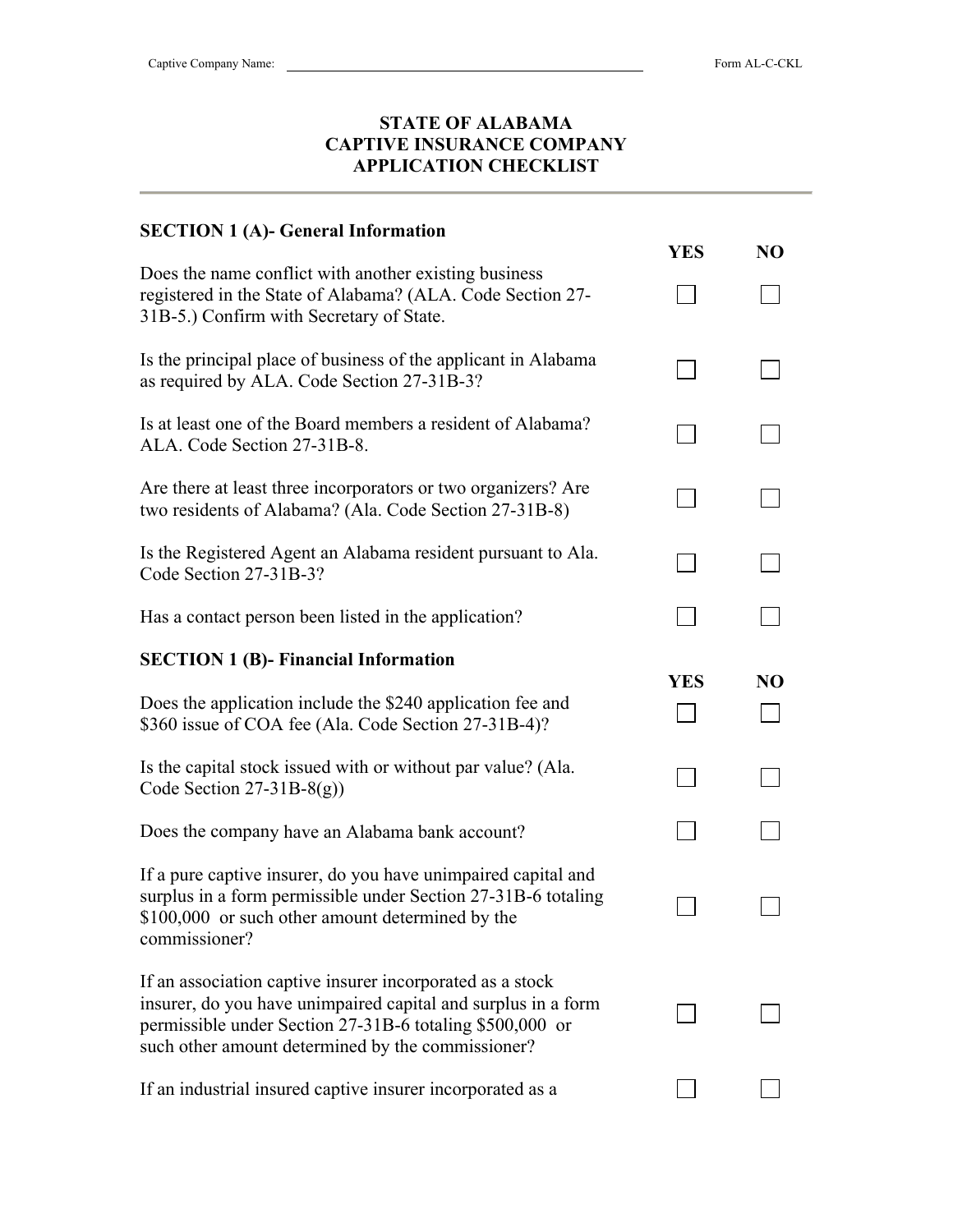Captive Company Name: ______________________ Form AL-C-CKL

# STATE OF ALABAMA
# CAPTIVE INSURANCE COMPANY
# APPLICATION CHECKLIST

---

## SECTION 1 (A)- General Information

| | YES | NO |
|---|---|---|
| Does the name conflict with another existing business registered in the State of Alabama? (ALA. Code Section 27-31B-5.) Confirm with Secretary of State. | ☐ | ☐ |
| Is the principal place of business of the applicant in Alabama as required by ALA. Code Section 27-31B-3? | ☐ | ☐ |
| Is at least one of the Board members a resident of Alabama? ALA. Code Section 27-31B-8. | ☐ | ☐ |
| Are there at least three incorporators or two organizers? Are two residents of Alabama? (Ala. Code Section 27-31B-8) | ☐ | ☐ |
| Is the Registered Agent an Alabama resident pursuant to Ala. Code Section 27-31B-3? | ☐ | ☐ |
| Has a contact person been listed in the application? | ☐ | ☐ |

## SECTION 1 (B)- Financial Information

| | YES | NO |
|---|---|---|
| Does the application include the $240 application fee and $360 issue of COA fee (Ala. Code Section 27-31B-4)? | ☐ | ☐ |
| Is the capital stock issued with or without par value? (Ala. Code Section 27-31B-8(g)) | ☐ | ☐ |
| Does the company have an Alabama bank account? | ☐ | ☐ |
| If a pure captive insurer, do you have unimpaired capital and surplus in a form permissible under Section 27-31B-6 totaling $100,000 or such other amount determined by the commissioner? | ☐ | ☐ |
| If an association captive insurer incorporated as a stock insurer, do you have unimpaired capital and surplus in a form permissible under Section 27-31B-6 totaling $500,000 or such other amount determined by the commissioner? | ☐ | ☐ |
| If an industrial insured captive insurer incorporated as a | ☐ | ☐ |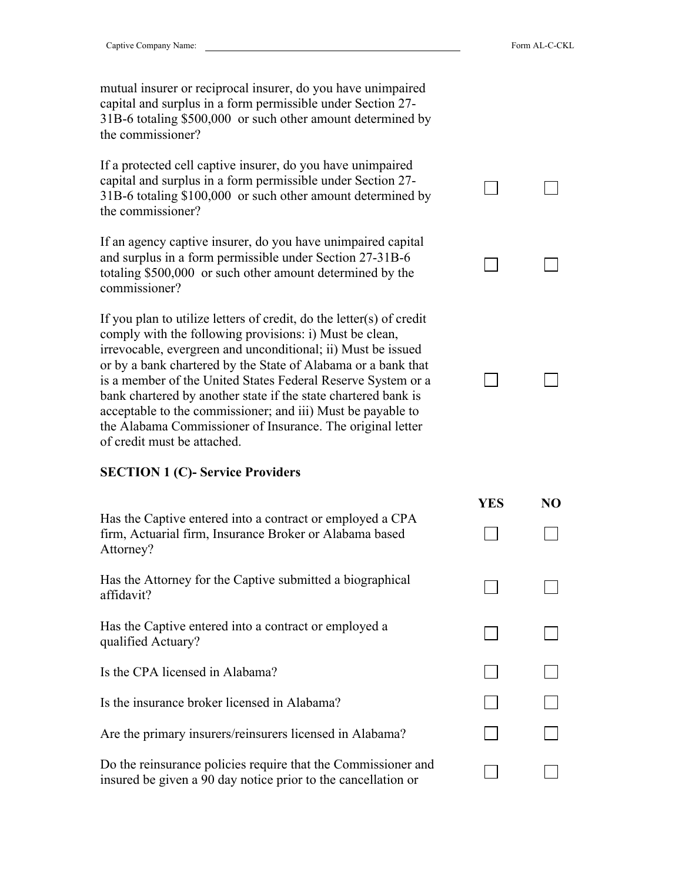| | | |
|---|---|---|
| mutual insurer or reciprocal insurer, do you have unimpaired capital and surplus in a form permissible under Section 27-31B-6 totaling $500,000 or such other amount determined by the commissioner? | | |
| If a protected cell captive insurer, do you have unimpaired capital and surplus in a form permissible under Section 27-31B-6 totaling $100,000 or such other amount determined by the commissioner? | ☐ | ☐ |
| If an agency captive insurer, do you have unimpaired capital and surplus in a form permissible under Section 27-31B-6 totaling $500,000 or such other amount determined by the commissioner? | ☐ | ☐ |
| If you plan to utilize letters of credit, do the letter(s) of credit comply with the following provisions: i) Must be clean, irrevocable, evergreen and unconditional; ii) Must be issued or by a bank chartered by the State of Alabama or a bank that is a member of the United States Federal Reserve System or a bank chartered by another state if the state chartered bank is acceptable to the commissioner; and iii) Must be payable to the Alabama Commissioner of Insurance. The original letter of credit must be attached. | ☐ | ☐ |

**SECTION 1 (C)- Service Providers**

| | YES | NO |
|---|---|---|
| Has the Captive entered into a contract or employed a CPA firm, Actuarial firm, Insurance Broker or Alabama based Attorney? | ☐ | ☐ |
| Has the Attorney for the Captive submitted a biographical affidavit? | ☐ | ☐ |
| Has the Captive entered into a contract or employed a qualified Actuary? | ☐ | ☐ |
| Is the CPA licensed in Alabama? | ☐ | ☐ |
| Is the insurance broker licensed in Alabama? | ☐ | ☐ |
| Are the primary insurers/reinsurers licensed in Alabama? | ☐ | ☐ |
| Do the reinsurance policies require that the Commissioner and insured be given a 90 day notice prior to the cancellation or | ☐ | ☐ |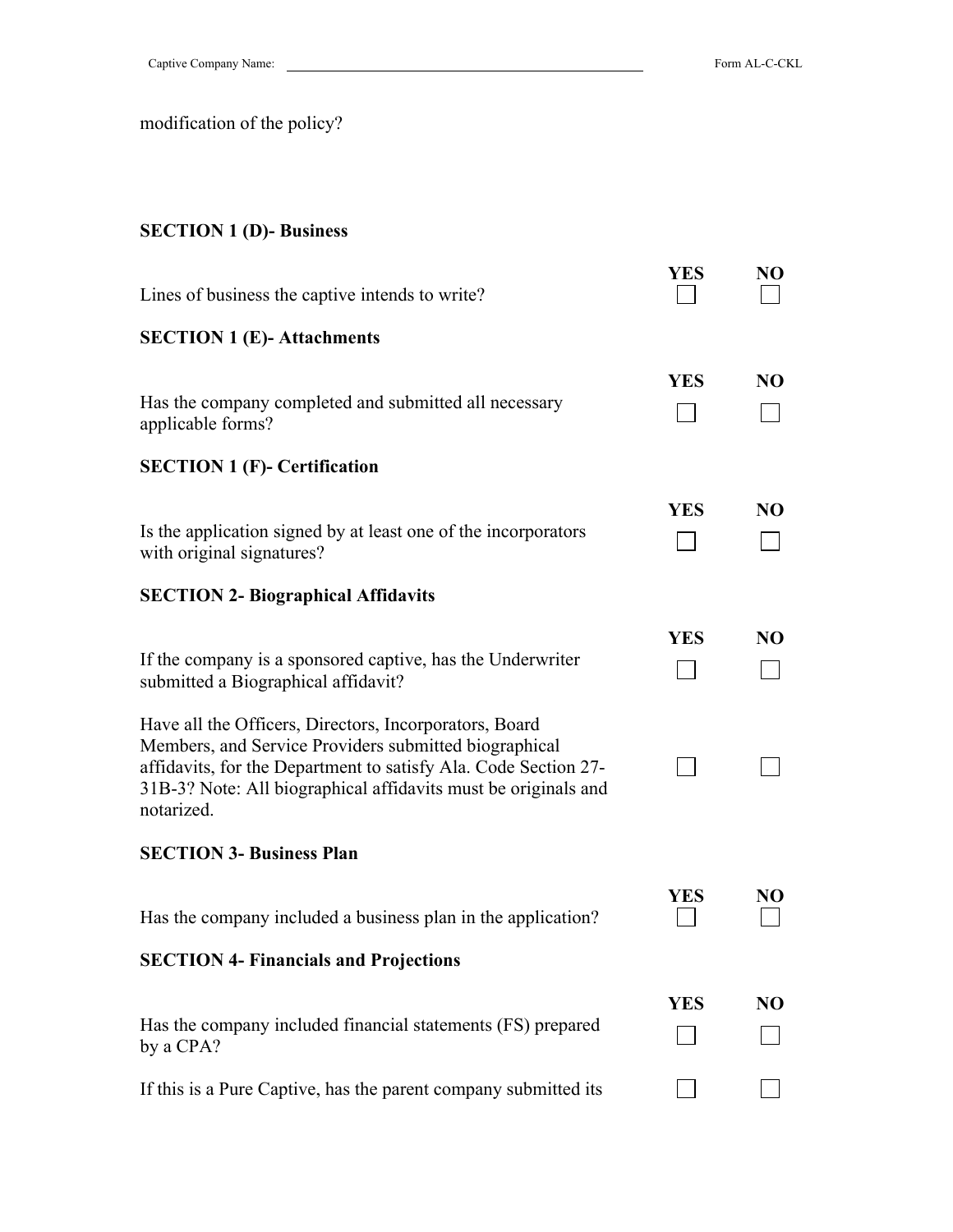modification of the policy?

**SECTION 1 (D)- Business**

| | YES | NO |
|---|---|---|
| Lines of business the captive intends to write? | ☐ | ☐ |

**SECTION 1 (E)- Attachments**

| | YES | NO |
|---|---|---|
| Has the company completed and submitted all necessary applicable forms? | ☐ | ☐ |

**SECTION 1 (F)- Certification**

| | YES | NO |
|---|---|---|
| Is the application signed by at least one of the incorporators with original signatures? | ☐ | ☐ |

**SECTION 2- Biographical Affidavits**

| | YES | NO |
|---|---|---|
| If the company is a sponsored captive, has the Underwriter submitted a Biographical affidavit? | ☐ | ☐ |
| Have all the Officers, Directors, Incorporators, Board Members, and Service Providers submitted biographical affidavits, for the Department to satisfy Ala. Code Section 27-31B-3? Note: All biographical affidavits must be originals and notarized. | ☐ | ☐ |

**SECTION 3- Business Plan**

| | YES | NO |
|---|---|---|
| Has the company included a business plan in the application? | ☐ | ☐ |

**SECTION 4- Financials and Projections**

| | YES | NO |
|---|---|---|
| Has the company included financial statements (FS) prepared by a CPA? | ☐ | ☐ |
| If this is a Pure Captive, has the parent company submitted its | ☐ | ☐ |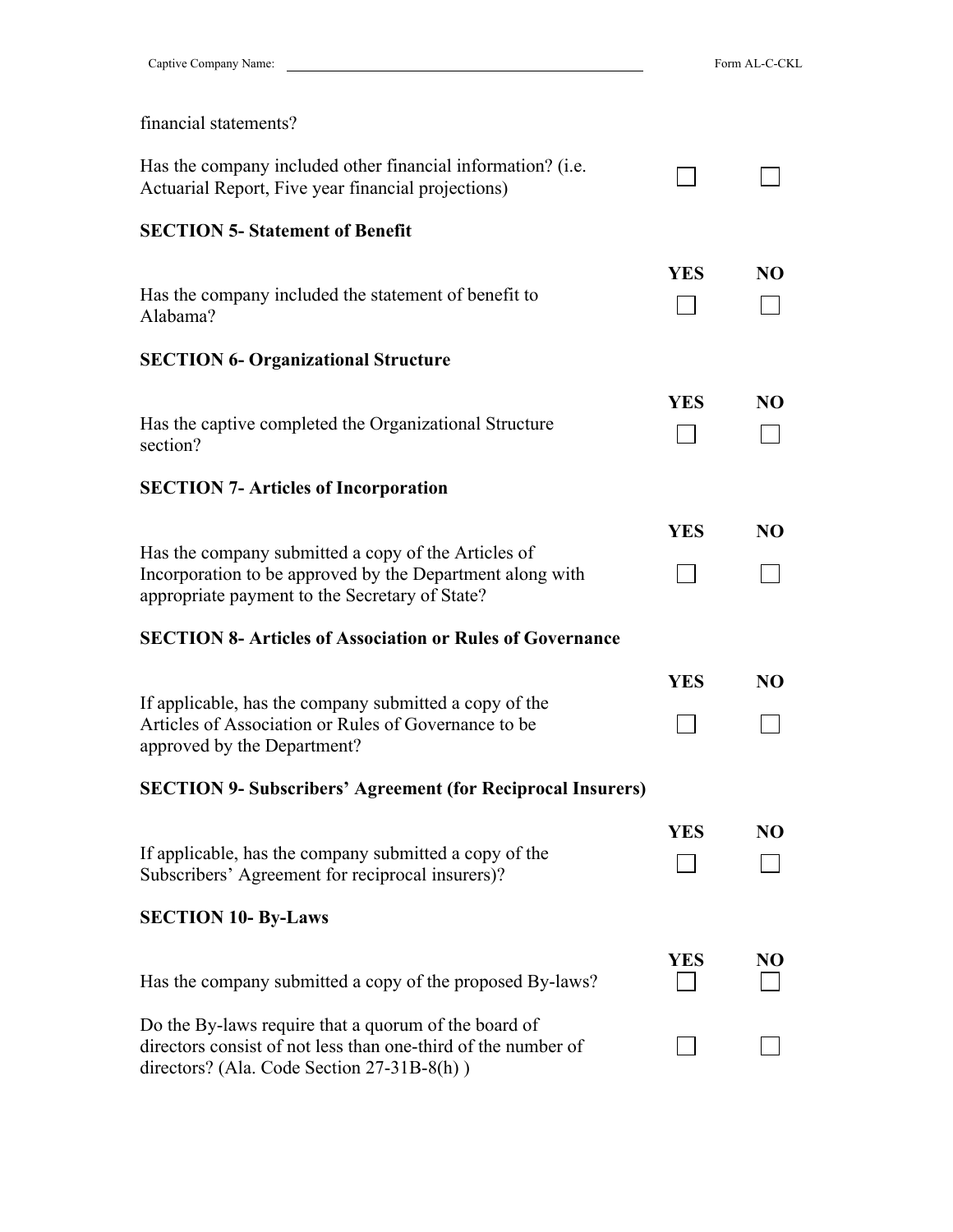financial statements?

| | | |
|---|---|---|
| Has the company included other financial information? (i.e. Actuarial Report, Five year financial projections) | ☐ | ☐ |

**SECTION 5- Statement of Benefit**

| | YES | NO |
|---|---|---|
| Has the company included the statement of benefit to Alabama? | ☐ | ☐ |

**SECTION 6- Organizational Structure**

| | YES | NO |
|---|---|---|
| Has the captive completed the Organizational Structure section? | ☐ | ☐ |

**SECTION 7- Articles of Incorporation**

| | YES | NO |
|---|---|---|
| Has the company submitted a copy of the Articles of Incorporation to be approved by the Department along with appropriate payment to the Secretary of State? | ☐ | ☐ |

**SECTION 8- Articles of Association or Rules of Governance**

| | YES | NO |
|---|---|---|
| If applicable, has the company submitted a copy of the Articles of Association or Rules of Governance to be approved by the Department? | ☐ | ☐ |

**SECTION 9- Subscribers' Agreement (for Reciprocal Insurers)**

| | YES | NO |
|---|---|---|
| If applicable, has the company submitted a copy of the Subscribers' Agreement for reciprocal insurers)? | ☐ | ☐ |

**SECTION 10- By-Laws**

| | YES | NO |
|---|---|---|
| Has the company submitted a copy of the proposed By-laws? | ☐ | ☐ |
| Do the By-laws require that a quorum of the board of directors consist of not less than one-third of the number of directors? (Ala. Code Section 27-31B-8(h) ) | ☐ | ☐ |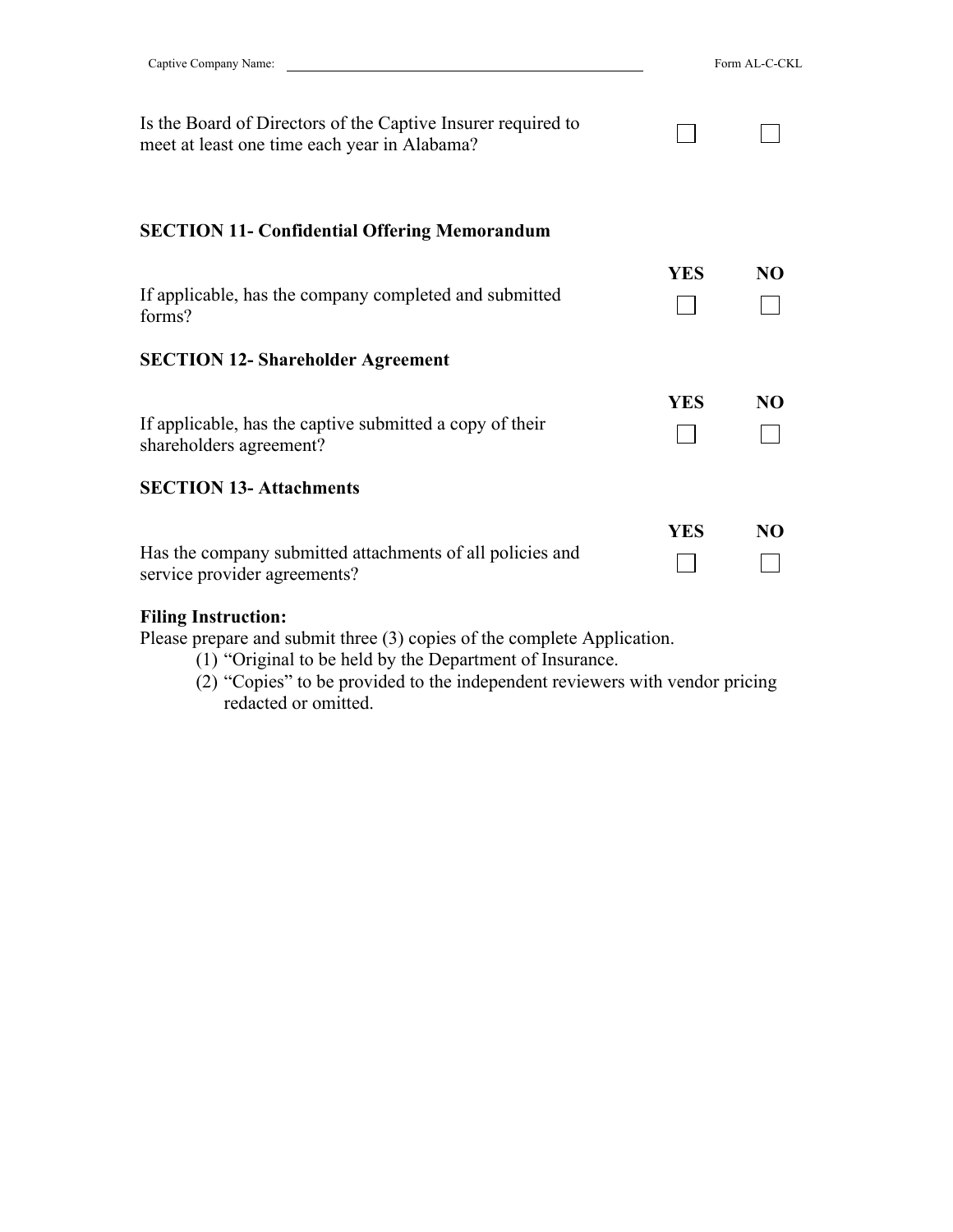Captive Company Name: ______________________________ Form AL-C-CKL

| | | |
|---|---|---|
| Is the Board of Directors of the Captive Insurer required to meet at least one time each year in Alabama? | ☐ | ☐ |

**SECTION 11- Confidential Offering Memorandum**

| | YES | NO |
|---|---|---|
| If applicable, has the company completed and submitted forms? | ☐ | ☐ |

**SECTION 12- Shareholder Agreement**

| | YES | NO |
|---|---|---|
| If applicable, has the captive submitted a copy of their shareholders agreement? | ☐ | ☐ |

**SECTION 13- Attachments**

| | YES | NO |
|---|---|---|
| Has the company submitted attachments of all policies and service provider agreements? | ☐ | ☐ |

**Filing Instruction:**
Please prepare and submit three (3) copies of the complete Application.

(1) "Original to be held by the Department of Insurance.
(2) "Copies" to be provided to the independent reviewers with vendor pricing redacted or omitted.